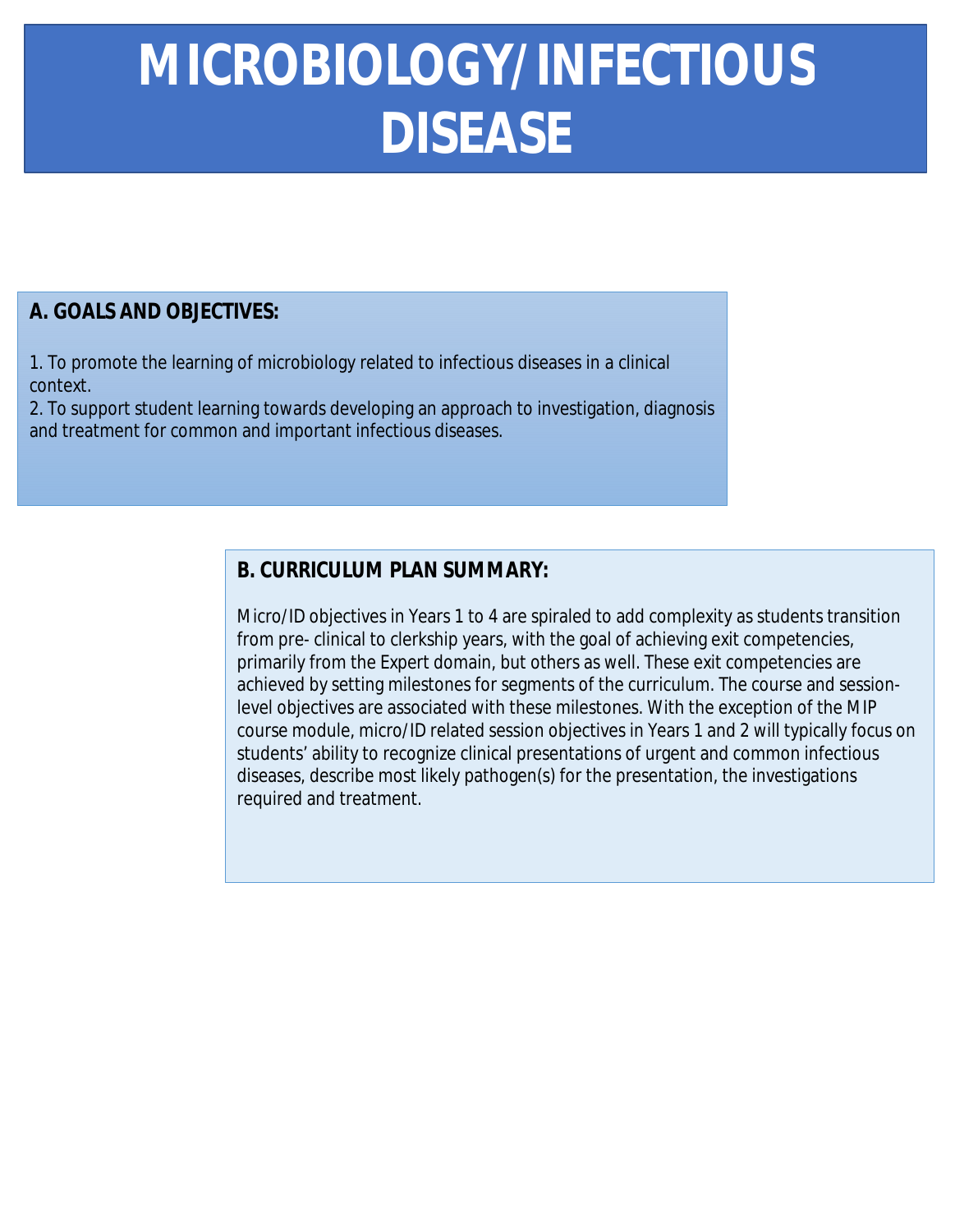# MICROBIOLOGY/INFECTIOUS DISEASE

## A. GOALS AND OBJECTIVES:

1. To promote the learning of microbiology related to infectious diseases in a clinical context.
2. To support student learning towards developing an approach to investigation, diagnosis and treatment for common and important infectious diseases.

## B. CURRICULUM PLAN SUMMARY:

Micro/ID objectives in Years 1 to 4 are spiraled to add complexity as students transition from pre- clinical to clerkship years, with the goal of achieving exit competencies, primarily from the Expert domain, but others as well. These exit competencies are achieved by setting milestones for segments of the curriculum. The course and session-level objectives are associated with these milestones. With the exception of the MIP course module, micro/ID related session objectives in Years 1 and 2 will typically focus on students' ability to recognize clinical presentations of urgent and common infectious diseases, describe most likely pathogen(s) for the presentation, the investigations required and treatment.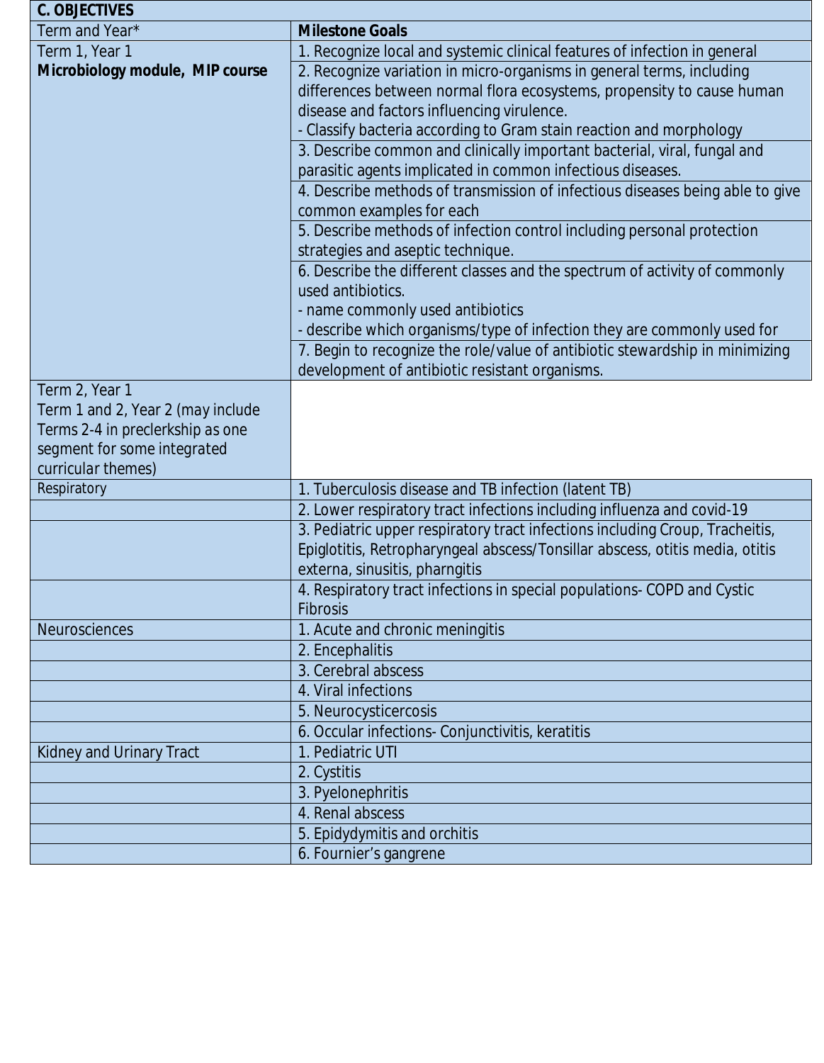| C. OBJECTIVES | |
|---|---|
| Term and Year* | **Milestone Goals** |
| Term 1, Year 1<br>**Microbiology module, MIP course** | 1. Recognize local and systemic clinical features of infection in general |
| | 2. Recognize variation in micro-organisms in general terms, including differences between normal flora ecosystems, propensity to cause human disease and factors influencing virulence.<br>- Classify bacteria according to Gram stain reaction and morphology |
| | 3. Describe common and clinically important bacterial, viral, fungal and parasitic agents implicated in common infectious diseases. |
| | 4. Describe methods of transmission of infectious diseases being able to give common examples for each |
| | 5. Describe methods of infection control including personal protection strategies and aseptic technique. |
| | 6. Describe the different classes and the spectrum of activity of commonly used antibiotics.<br>- name commonly used antibiotics<br>- describe which organisms/type of infection they are commonly used for |
| | 7. Begin to recognize the role/value of antibiotic stewardship in minimizing development of antibiotic resistant organisms. |
| Term 2, Year 1<br>Term 1 and 2, Year 2 (may include Terms 2-4 in preclerkship as one segment for some integrated curricular themes) | |
| Respiratory | 1. Tuberculosis disease and TB infection (latent TB) |
| | 2. Lower respiratory tract infections including influenza and covid-19 |
| | 3. Pediatric upper respiratory tract infections including Croup, Tracheitis, Epiglotitis, Retropharyngeal abscess/Tonsillar abscess, otitis media, otitis externa, sinusitis, pharngitis |
| | 4. Respiratory tract infections in special populations- COPD and Cystic Fibrosis |
| Neurosciences | 1. Acute and chronic meningitis |
| | 2. Encephalitis |
| | 3. Cerebral abscess |
| | 4. Viral infections |
| | 5. Neurocysticercosis |
| | 6. Occular infections- Conjunctivitis, keratitis |
| Kidney and Urinary Tract | 1. Pediatric UTI |
| | 2. Cystitis |
| | 3. Pyelonephritis |
| | 4. Renal abscess |
| | 5. Epidydymitis and orchitis |
| | 6. Fournier's gangrene |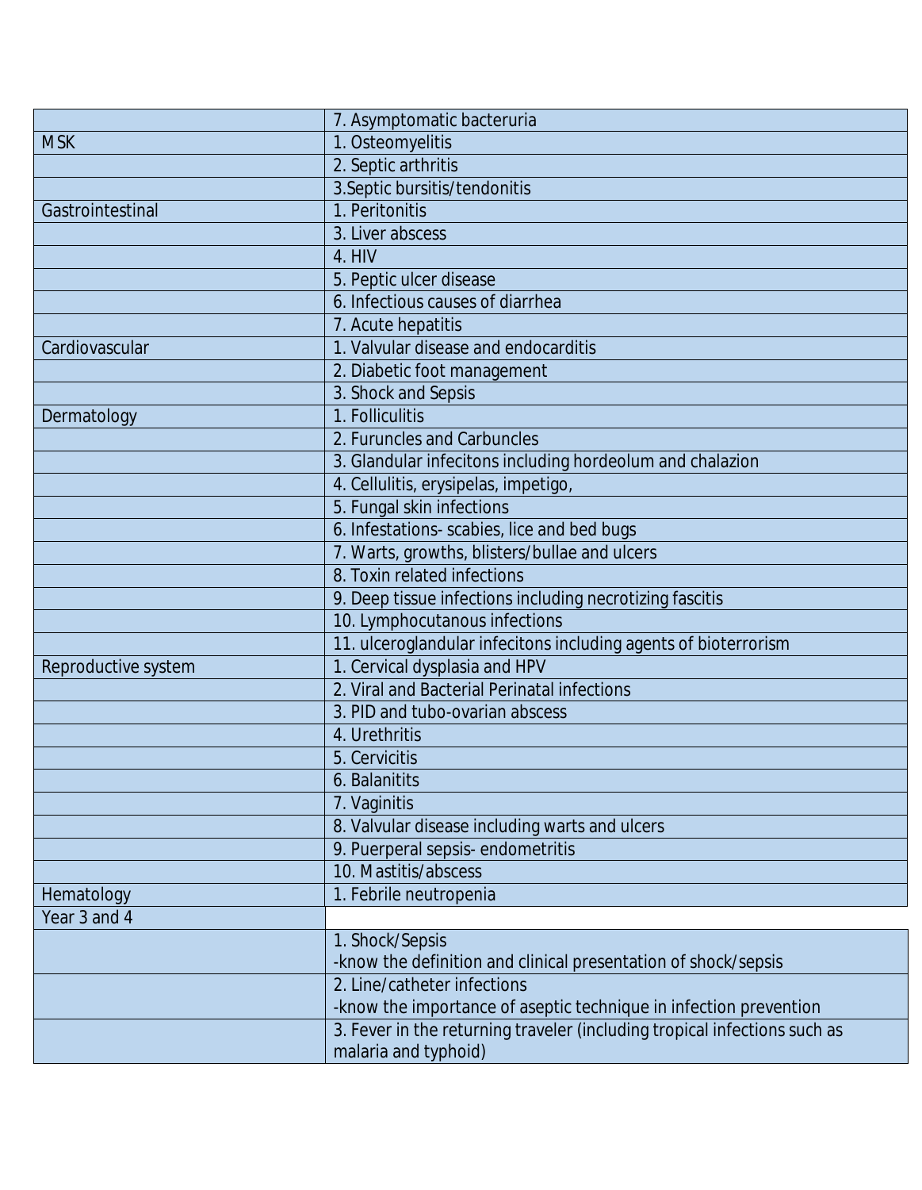| | |
|---|---|
| | 7. Asymptomatic bacteruria |
| MSK | 1. Osteomyelitis |
| | 2. Septic arthritis |
| | 3.Septic bursitis/tendonitis |
| Gastrointestinal | 1. Peritonitis |
| | 3. Liver abscess |
| | 4. HIV |
| | 5. Peptic ulcer disease |
| | 6. Infectious causes of diarrhea |
| | 7. Acute hepatitis |
| Cardiovascular | 1. Valvular disease and endocarditis |
| | 2. Diabetic foot management |
| | 3. Shock and Sepsis |
| Dermatology | 1. Folliculitis |
| | 2. Furuncles and Carbuncles |
| | 3. Glandular infecitons including hordeolum and chalazion |
| | 4. Cellulitis, erysipelas, impetigo, |
| | 5. Fungal skin infections |
| | 6. Infestations- scabies, lice and bed bugs |
| | 7. Warts, growths, blisters/bullae and ulcers |
| | 8. Toxin related infections |
| | 9. Deep tissue infections including necrotizing fascitis |
| | 10. Lymphocutanous infections |
| | 11. ulceroglandular infecitons including agents of bioterrorism |
| Reproductive system | 1. Cervical dysplasia and HPV |
| | 2. Viral and Bacterial Perinatal infections |
| | 3. PID and tubo-ovarian abscess |
| | 4. Urethritis |
| | 5. Cervicitis |
| | 6. Balanitits |
| | 7. Vaginitis |
| | 8. Valvular disease including warts and ulcers |
| | 9. Puerperal sepsis- endometritis |
| | 10. Mastitis/abscess |
| Hematology | 1. Febrile neutropenia |
| Year 3 and 4 | |
| | 1. Shock/Sepsis<br>-know the definition and clinical presentation of shock/sepsis |
| | 2. Line/catheter infections<br>-know the importance of aseptic technique in infection prevention |
| | 3. Fever in the returning traveler (including tropical infections such as malaria and typhoid) |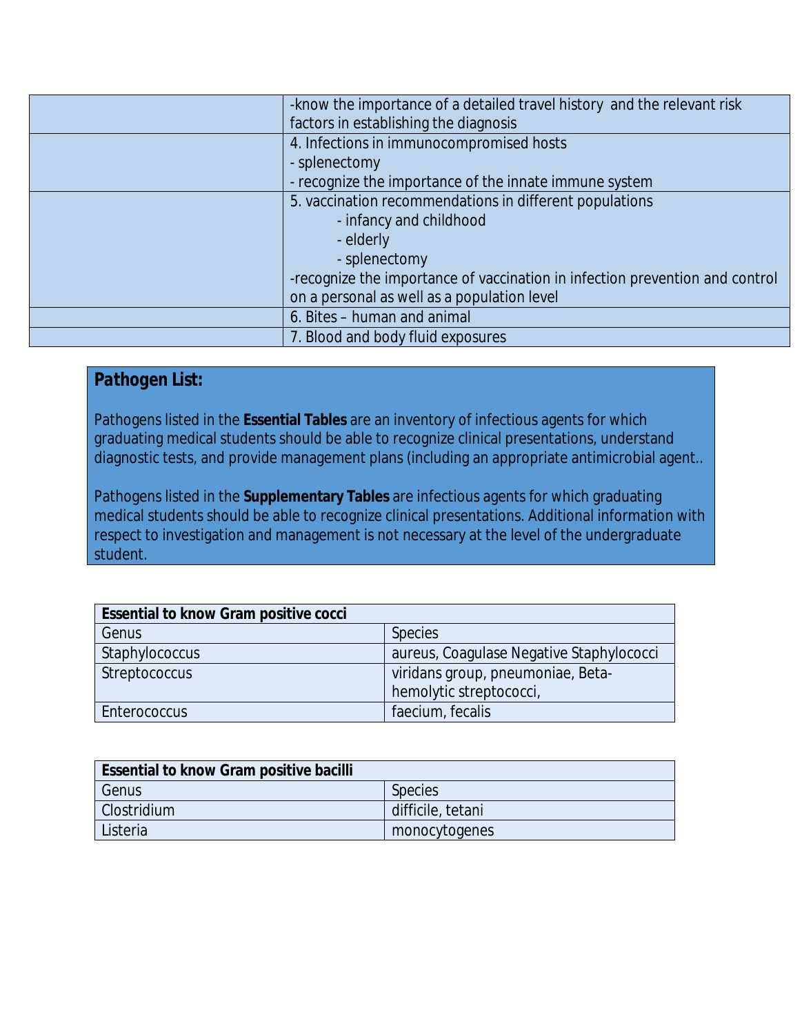| | |
|---|---|
| | -know the importance of a detailed travel history and the relevant risk factors in establishing the diagnosis |
| | 4. Infections in immunocompromised hosts<br>- splenectomy<br>- recognize the importance of the innate immune system |
| | 5. vaccination recommendations in different populations<br>- infancy and childhood<br>- elderly<br>- splenectomy<br>-recognize the importance of vaccination in infection prevention and control on a personal as well as a population level |
| | 6. Bites – human and animal |
| | 7. Blood and body fluid exposures |

**Pathogen List:**

Pathogens listed in the **Essential Tables** are an inventory of infectious agents for which graduating medical students should be able to recognize clinical presentations, understand diagnostic tests, and provide management plans (including an appropriate antimicrobial agent..

Pathogens listed in the **Supplementary Tables** are infectious agents for which graduating medical students should be able to recognize clinical presentations. Additional information with respect to investigation and management is not necessary at the level of the undergraduate student.

| **Essential to know Gram positive cocci** | |
|---|---|
| Genus | Species |
| Staphylococcus | aureus, Coagulase Negative Staphylococci |
| Streptococcus | viridans group, pneumoniae, Beta-hemolytic streptococci, |
| Enterococcus | faecium, fecalis |

| **Essential to know Gram positive bacilli** | |
|---|---|
| Genus | Species |
| Clostridium | difficile, tetani |
| Listeria | monocytogenes |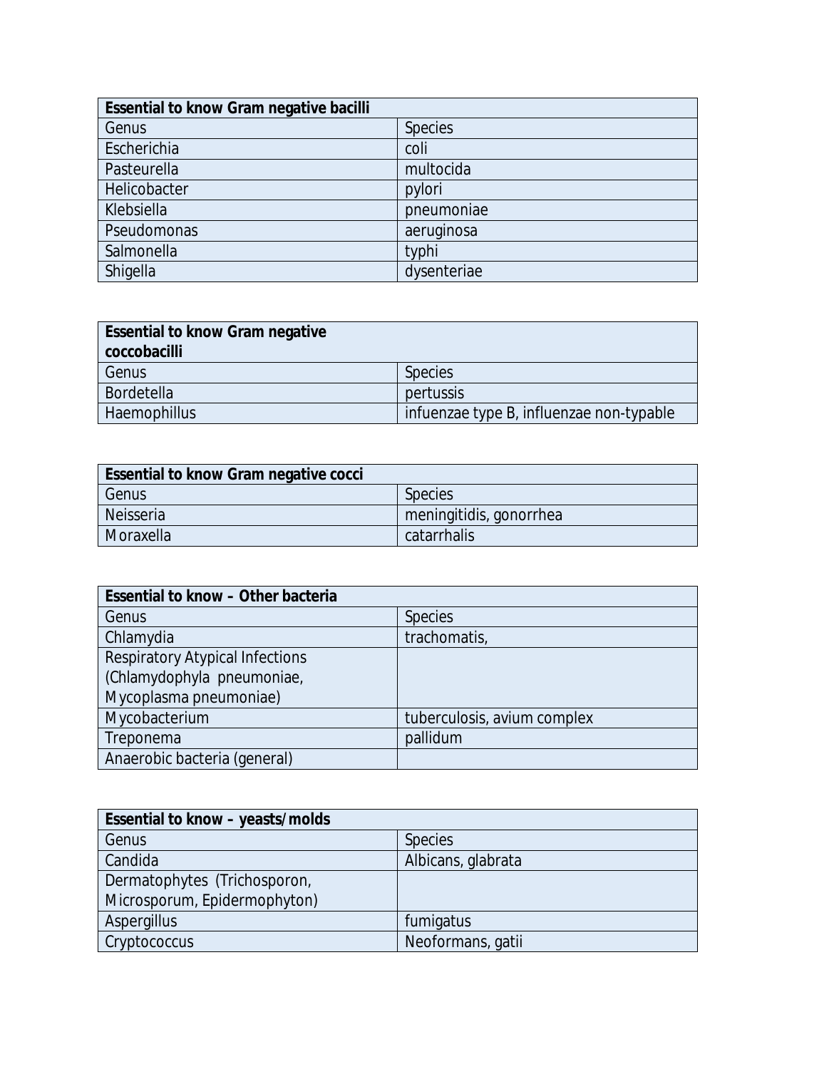| Essential to know Gram negative bacilli | |
|---|---|
| Genus | Species |
| Escherichia | coli |
| Pasteurella | multocida |
| Helicobacter | pylori |
| Klebsiella | pneumoniae |
| Pseudomonas | aeruginosa |
| Salmonella | typhi |
| Shigella | dysenteriae |

| Essential to know Gram negative coccobacilli | |
|---|---|
| Genus | Species |
| Bordetella | pertussis |
| Haemophillus | infuenzae type B, influenzae non-typable |

| Essential to know Gram negative cocci | |
|---|---|
| Genus | Species |
| Neisseria | meningitidis, gonorrhea |
| Moraxella | catarrhalis |

| Essential to know – Other bacteria | |
|---|---|
| Genus | Species |
| Chlamydia | trachomatis, |
| Respiratory Atypical Infections (Chlamydophyla pneumoniae, Mycoplasma pneumoniae) | |
| Mycobacterium | tuberculosis, avium complex |
| Treponema | pallidum |
| Anaerobic bacteria (general) | |

| Essential to know – yeasts/molds | |
|---|---|
| Genus | Species |
| Candida | Albicans, glabrata |
| Dermatophytes (Trichosporon, Microsporum, Epidermophyton) | |
| Aspergillus | fumigatus |
| Cryptococcus | Neoformans, gatii |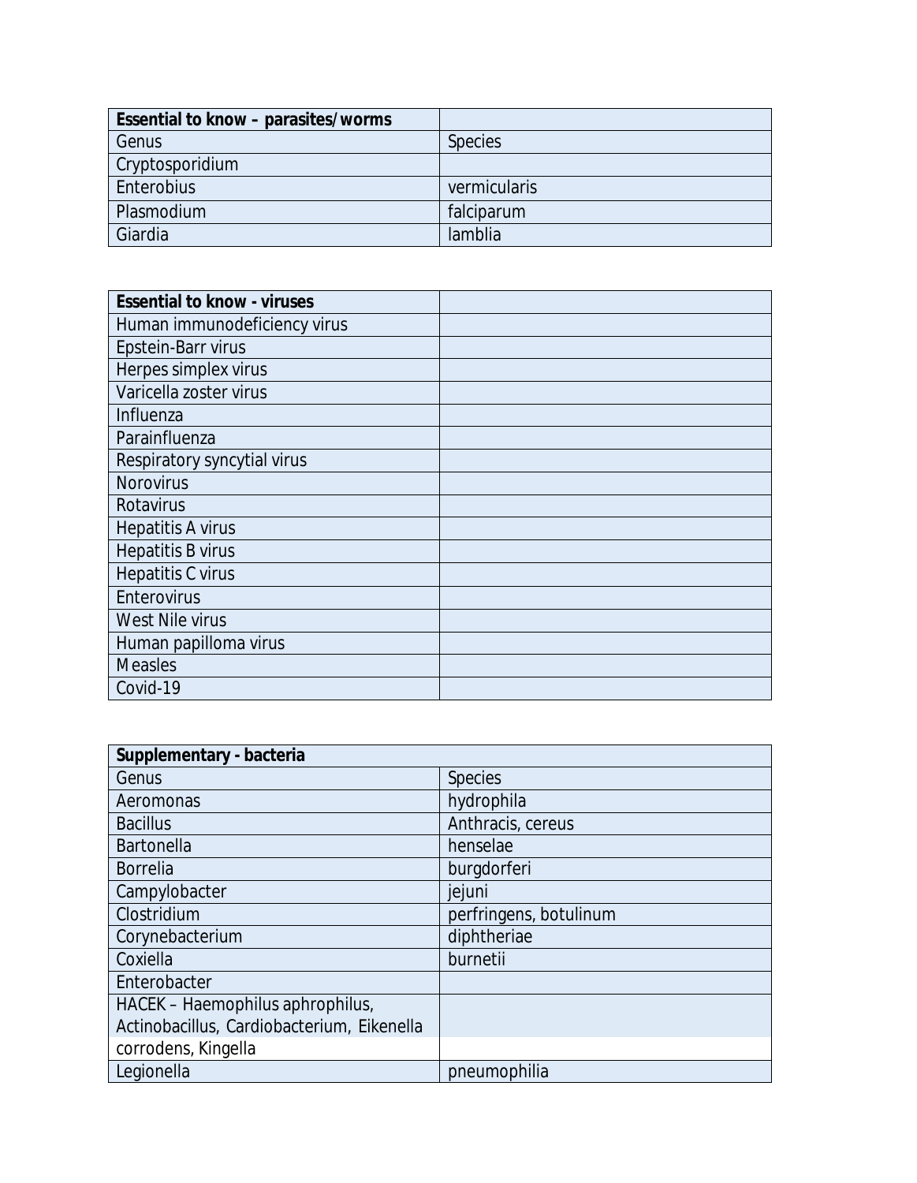| Essential to know – parasites/worms | |
|---|---|
| Genus | Species |
| Cryptosporidium | |
| Enterobius | vermicularis |
| Plasmodium | falciparum |
| Giardia | lamblia |

| Essential to know - viruses | |
|---|---|
| Human immunodeficiency virus | |
| Epstein-Barr virus | |
| Herpes simplex virus | |
| Varicella zoster virus | |
| Influenza | |
| Parainfluenza | |
| Respiratory syncytial virus | |
| Norovirus | |
| Rotavirus | |
| Hepatitis A virus | |
| Hepatitis B virus | |
| Hepatitis C virus | |
| Enterovirus | |
| West Nile virus | |
| Human papilloma virus | |
| Measles | |
| Covid-19 | |

| Supplementary - bacteria | |
|---|---|
| Genus | Species |
| Aeromonas | hydrophila |
| Bacillus | Anthracis, cereus |
| Bartonella | henselae |
| Borrelia | burgdorferi |
| Campylobacter | jejuni |
| Clostridium | perfringens, botulinum |
| Corynebacterium | diphtheriae |
| Coxiella | burnetii |
| Enterobacter | |
| HACEK – Haemophilus aphrophilus, Actinobacillus, Cardiobacterium, Eikenella corrodens, Kingella | |
| Legionella | pneumophilia |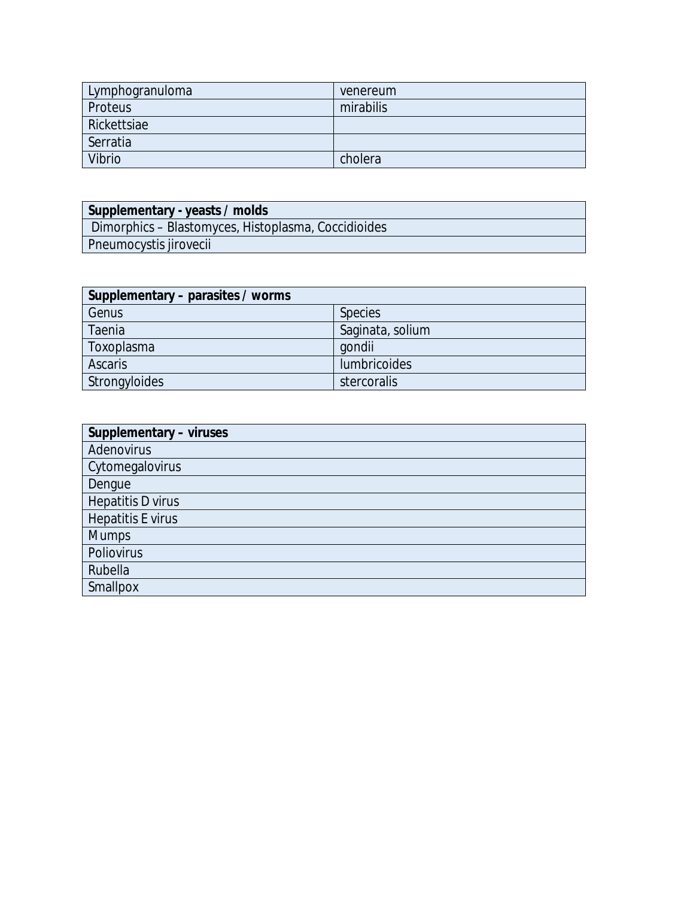| | |
|---|---|
| Lymphogranuloma | venereum |
| Proteus | mirabilis |
| Rickettsiae | |
| Serratia | |
| Vibrio | cholera |

| **Supplementary - yeasts / molds** |
|---|
| Dimorphics – Blastomyces, Histoplasma, Coccidioides |
| Pneumocystis jirovecii |

| **Supplementary – parasites / worms** | |
|---|---|
| Genus | Species |
| Taenia | Saginata, solium |
| Toxoplasma | gondii |
| Ascaris | lumbricoides |
| Strongyloides | stercoralis |

| **Supplementary – viruses** |
|---|
| Adenovirus |
| Cytomegalovirus |
| Dengue |
| Hepatitis D virus |
| Hepatitis E virus |
| Mumps |
| Poliovirus |
| Rubella |
| Smallpox |